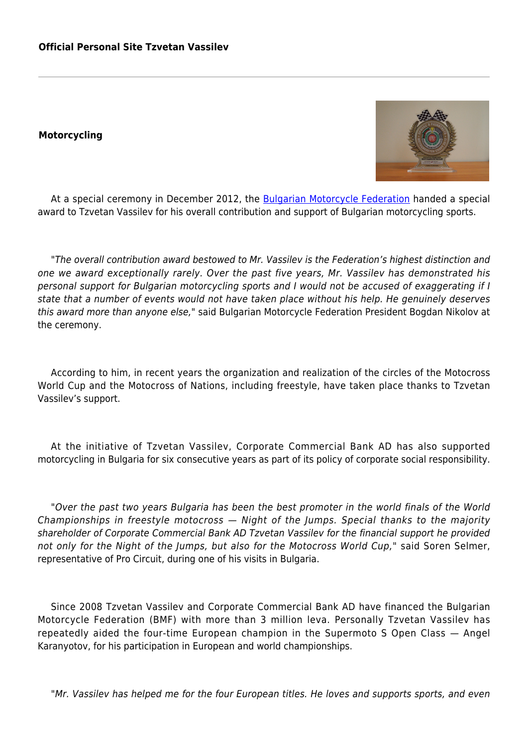**Official Personal Site Tzvetan Vassilev**

---

**Motorcycling**

At a special ceremony in December 2012, the [Bulgarian Motorcycle Federation](#) handed a special award to Tzvetan Vassilev for his overall contribution and support of Bulgarian motorcycling sports.

"*The overall contribution award bestowed to Mr. Vassilev is the Federation's highest distinction and one we award exceptionally rarely. Over the past five years, Mr. Vassilev has demonstrated his personal support for Bulgarian motorcycling sports and I would not be accused of exaggerating if I state that a number of events would not have taken place without his help. He genuinely deserves this award more than anyone else,*" said Bulgarian Motorcycle Federation President Bogdan Nikolov at the ceremony.

According to him, in recent years the organization and realization of the circles of the Motocross World Cup and the Motocross of Nations, including freestyle, have taken place thanks to Tzvetan Vassilev's support.

At the initiative of Tzvetan Vassilev, Corporate Commercial Bank AD has also supported motorcycling in Bulgaria for six consecutive years as part of its policy of corporate social responsibility.

"*Over the past two years Bulgaria has been the best promoter in the world finals of the World Championships in freestyle motocross — Night of the Jumps. Special thanks to the majority shareholder of Corporate Commercial Bank AD Tzvetan Vassilev for the financial support he provided not only for the Night of the Jumps, but also for the Motocross World Cup,*" said Soren Selmer, representative of Pro Circuit, during one of his visits in Bulgaria.

Since 2008 Tzvetan Vassilev and Corporate Commercial Bank AD have financed the Bulgarian Motorcycle Federation (BMF) with more than 3 million leva. Personally Tzvetan Vassilev has repeatedly aided the four-time European champion in the Supermoto S Open Class — Angel Karanyotov, for his participation in European and world championships.

"*Mr. Vassilev has helped me for the four European titles. He loves and supports sports, and even*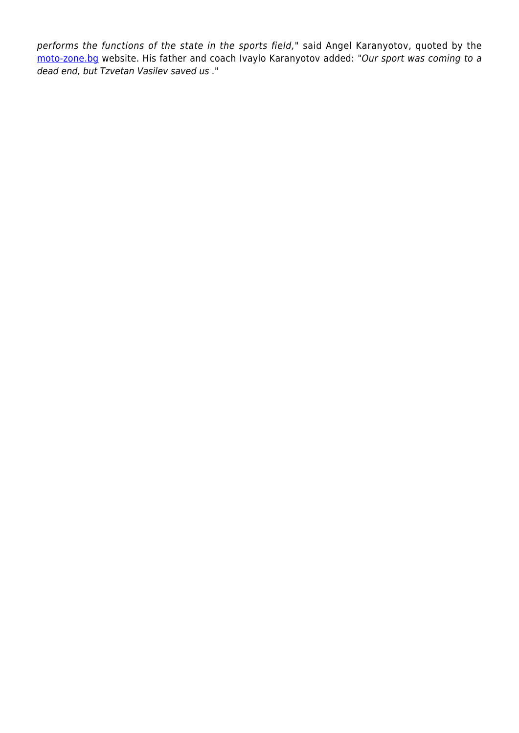*performs the functions of the state in the sports field,*" said Angel Karanyotov, quoted by the [moto-zone.bg](moto-zone.bg) website. His father and coach Ivaylo Karanyotov added: "*Our sport was coming to a dead end, but Tzvetan Vasilev saved us .*"